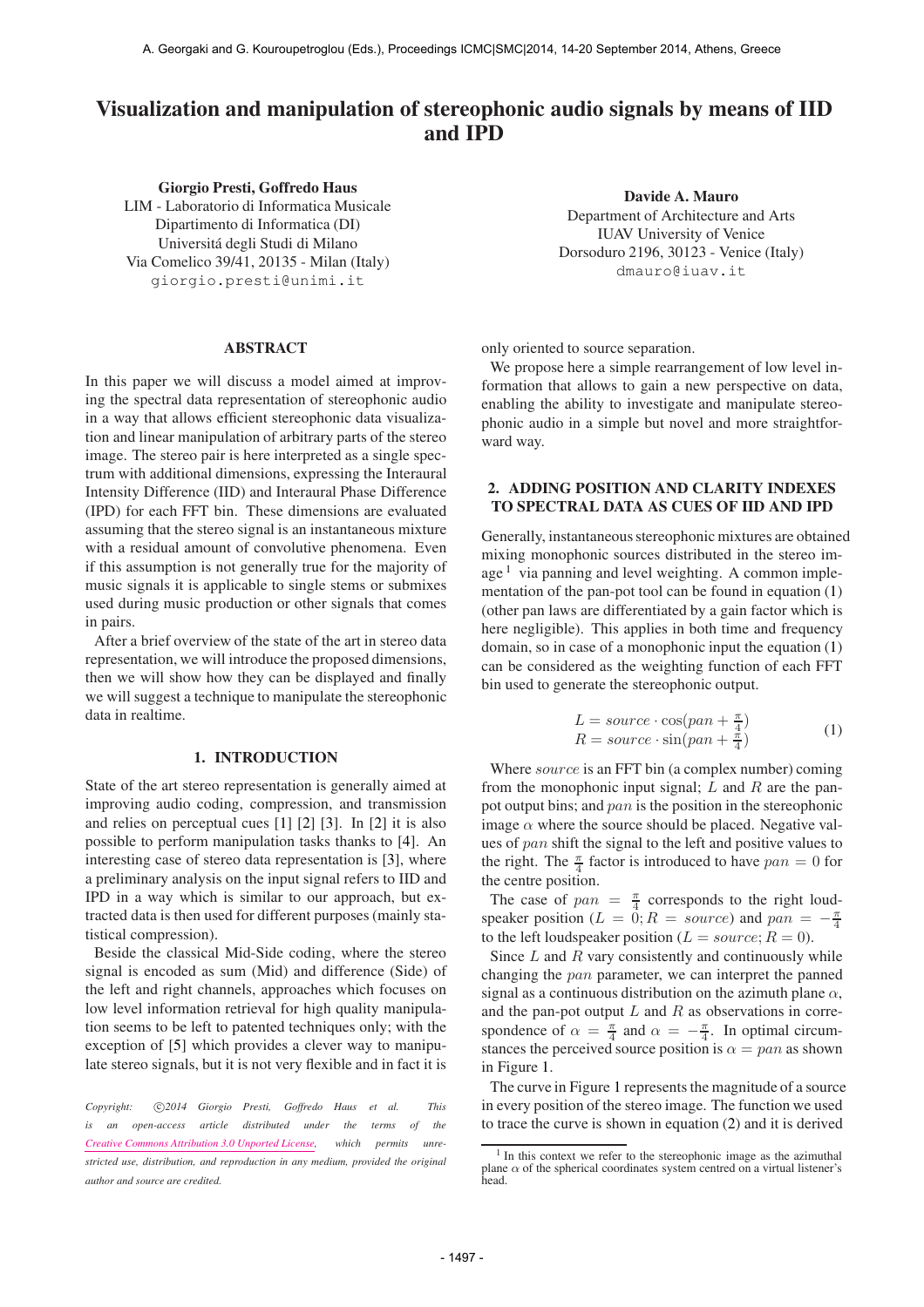# Visualization and manipulation of stereophonic audio signals by means of IID and IPD

**Giorgio Presti, Goffredo Haus**
LIM - Laboratorio di Informatica Musicale
Dipartimento di Informatica (DI)
Universitá degli Studi di Milano
Via Comelico 39/41, 20135 - Milan (Italy)
giorgio.presti@unimi.it

**Davide A. Mauro**
Department of Architecture and Arts
IUAV University of Venice
Dorsoduro 2196, 30123 - Venice (Italy)
dmauro@iuav.it

## ABSTRACT

In this paper we will discuss a model aimed at improving the spectral data representation of stereophonic audio in a way that allows efficient stereophonic data visualization and linear manipulation of arbitrary parts of the stereo image. The stereo pair is here interpreted as a single spectrum with additional dimensions, expressing the Interaural Intensity Difference (IID) and Interaural Phase Difference (IPD) for each FFT bin. These dimensions are evaluated assuming that the stereo signal is an instantaneous mixture with a residual amount of convolutive phenomena. Even if this assumption is not generally true for the majority of music signals it is applicable to single stems or submixes used during music production or other signals that comes in pairs.

After a brief overview of the state of the art in stereo data representation, we will introduce the proposed dimensions, then we will show how they can be displayed and finally we will suggest a technique to manipulate the stereophonic data in realtime.

## 1. INTRODUCTION

State of the art stereo representation is generally aimed at improving audio coding, compression, and transmission and relies on perceptual cues [1] [2] [3]. In [2] it is also possible to perform manipulation tasks thanks to [4]. An interesting case of stereo data representation is [3], where a preliminary analysis on the input signal refers to IID and IPD in a way which is similar to our approach, but extracted data is then used for different purposes (mainly statistical compression).

Beside the classical Mid-Side coding, where the stereo signal is encoded as sum (Mid) and difference (Side) of the left and right channels, approaches which focuses on low level information retrieval for high quality manipulation seems to be left to patented techniques only; with the exception of [5] which provides a clever way to manipulate stereo signals, but it is not very flexible and in fact it is only oriented to source separation.

We propose here a simple rearrangement of low level information that allows to gain a new perspective on data, enabling the ability to investigate and manipulate stereophonic audio in a simple but novel and more straightforward way.

*Copyright: ©2014 Giorgio Presti, Goffredo Haus et al. This is an open-access article distributed under the terms of the Creative Commons Attribution 3.0 Unported License, which permits unrestricted use, distribution, and reproduction in any medium, provided the original author and source are credited.*

## 2. ADDING POSITION AND CLARITY INDEXES TO SPECTRAL DATA AS CUES OF IID AND IPD

Generally, instantaneous stereophonic mixtures are obtained mixing monophonic sources distributed in the stereo image [1] via panning and level weighting. A common implementation of the pan-pot tool can be found in equation (1) (other pan laws are differentiated by a gain factor which is here negligible). This applies in both time and frequency domain, so in case of a monophonic input the equation (1) can be considered as the weighting function of each FFT bin used to generate the stereophonic output.

$$
\begin{aligned}
L &= source \cdot \cos(pan + \tfrac{\pi}{4}) \\
R &= source \cdot \sin(pan + \tfrac{\pi}{4})
\end{aligned}
\tag{1}
$$

Where $source$ is an FFT bin (a complex number) coming from the monophonic input signal; $L$ and $R$ are the pan-pot output bins; and $pan$ is the position in the stereophonic image $\alpha$ where the source should be placed. Negative values of $pan$ shift the signal to the left and positive values to the right. The $\frac{\pi}{4}$ factor is introduced to have $pan = 0$ for the centre position.

The case of $pan = \frac{\pi}{4}$ corresponds to the right loudspeaker position ($L = 0; R = source$) and $pan = -\frac{\pi}{4}$ to the left loudspeaker position ($L = source; R = 0$).

Since $L$ and $R$ vary consistently and continuously while changing the $pan$ parameter, we can interpret the panned signal as a continuous distribution on the azimuth plane $\alpha$, and the pan-pot output $L$ and $R$ as observations in correspondence of $\alpha = \frac{\pi}{4}$ and $\alpha = -\frac{\pi}{4}$. In optimal circumstances the perceived source position is $\alpha = pan$ as shown in Figure 1.

The curve in Figure 1 represents the magnitude of a source in every position of the stereo image. The function we used to trace the curve is shown in equation (2) and it is derived

[1] In this context we refer to the stereophonic image as the azimuthal plane $\alpha$ of the spherical coordinates system centred on a virtual listener's head.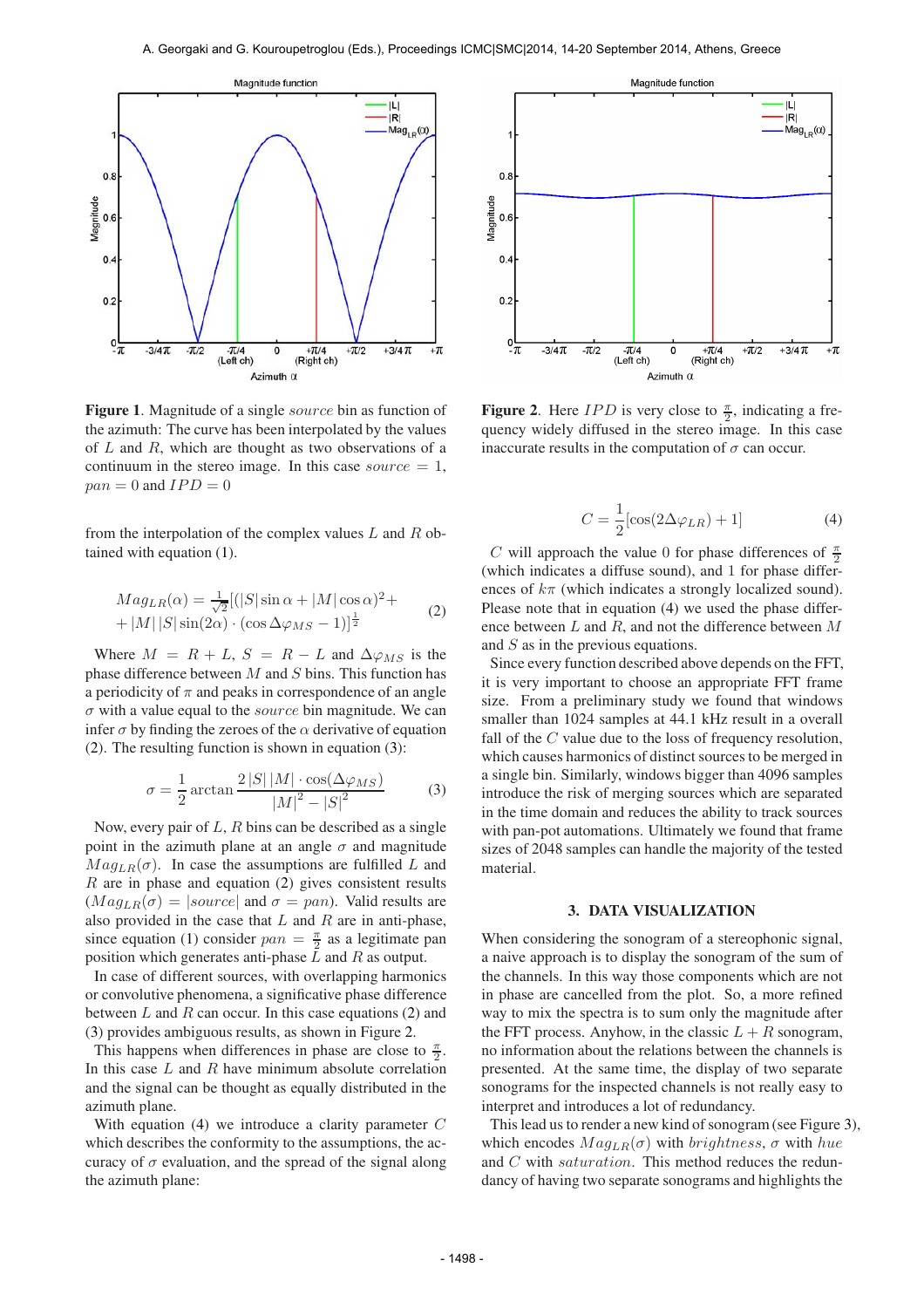**Figure 1**. Magnitude of a single *source* bin as function of the azimuth: The curve has been interpolated by the values of $L$ and $R$, which are thought as two observations of a continuum in the stereo image. In this case $source = 1$, $pan = 0$ and $IPD = 0$

**Figure 2**. Here $IPD$ is very close to $\frac{\pi}{2}$, indicating a frequency widely diffused in the stereo image. In this case inaccurate results in the computation of $\sigma$ can occur.

from the interpolation of the complex values $L$ and $R$ obtained with equation (1).

$$Mag_{LR}(\alpha) = \frac{1}{\sqrt{2}}[(|S|\sin\alpha + |M|\cos\alpha)^2 + + |M|\,|S|\sin(2\alpha)\cdot(\cos\Delta\varphi_{MS} - 1)]^{\frac{1}{2}} \tag{2}$$

Where $M = R + L$, $S = R - L$ and $\Delta\varphi_{MS}$ is the phase difference between $M$ and $S$ bins. This function has a periodicity of $\pi$ and peaks in correspondence of an angle $\sigma$ with a value equal to the *source* bin magnitude. We can infer $\sigma$ by finding the zeroes of the $\alpha$ derivative of equation (2). The resulting function is shown in equation (3):

$$\sigma = \frac{1}{2}\arctan\frac{2\,|S|\,|M|\cdot\cos(\Delta\varphi_{MS})}{|M|^2 - |S|^2} \tag{3}$$

Now, every pair of $L$, $R$ bins can be described as a single point in the azimuth plane at an angle $\sigma$ and magnitude $Mag_{LR}(\sigma)$. In case the assumptions are fulfilled $L$ and $R$ are in phase and equation (2) gives consistent results ($Mag_{LR}(\sigma) = |source|$ and $\sigma = pan$). Valid results are also provided in the case that $L$ and $R$ are in anti-phase, since equation (1) consider $pan = \frac{\pi}{2}$ as a legitimate pan position which generates anti-phase $L$ and $R$ as output.

In case of different sources, with overlapping harmonics or convolutive phenomena, a significative phase difference between $L$ and $R$ can occur. In this case equations (2) and (3) provides ambiguous results, as shown in Figure 2.

This happens when differences in phase are close to $\frac{\pi}{2}$. In this case $L$ and $R$ have minimum absolute correlation and the signal can be thought as equally distributed in the azimuth plane.

With equation (4) we introduce a clarity parameter $C$ which describes the conformity to the assumptions, the accuracy of $\sigma$ evaluation, and the spread of the signal along the azimuth plane:

$$C = \frac{1}{2}[\cos(2\Delta\varphi_{LR}) + 1] \tag{4}$$

$C$ will approach the value 0 for phase differences of $\frac{\pi}{2}$ (which indicates a diffuse sound), and 1 for phase differences of $k\pi$ (which indicates a strongly localized sound). Please note that in equation (4) we used the phase difference between $L$ and $R$, and not the difference between $M$ and $S$ as in the previous equations.

Since every function described above depends on the FFT, it is very important to choose an appropriate FFT frame size. From a preliminary study we found that windows smaller than 1024 samples at 44.1 kHz result in a overall fall of the $C$ value due to the loss of frequency resolution, which causes harmonics of distinct sources to be merged in a single bin. Similarly, windows bigger than 4096 samples introduce the risk of merging sources which are separated in the time domain and reduces the ability to track sources with pan-pot automations. Ultimately we found that frame sizes of 2048 samples can handle the majority of the tested material.

## 3. DATA VISUALIZATION

When considering the sonogram of a stereophonic signal, a naive approach is to display the sonogram of the sum of the channels. In this way those components which are not in phase are cancelled from the plot. So, a more refined way to mix the spectra is to sum only the magnitude after the FFT process. Anyhow, in the classic $L + R$ sonogram, no information about the relations between the channels is presented. At the same time, the display of two separate sonograms for the inspected channels is not really easy to interpret and introduces a lot of redundancy.

This lead us to render a new kind of sonogram (see Figure 3), which encodes $Mag_{LR}(\sigma)$ with *brightness*, $\sigma$ with *hue* and $C$ with *saturation*. This method reduces the redundancy of having two separate sonograms and highlights the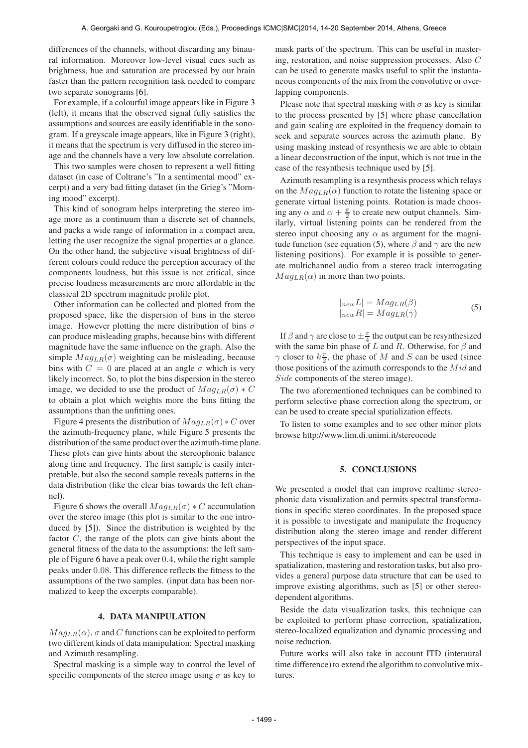differences of the channels, without discarding any binaural information. Moreover low-level visual cues such as brightness, hue and saturation are processed by our brain faster than the pattern recognition task needed to compare two separate sonograms [6].

For example, if a colourful image appears like in Figure 3 (left), it means that the observed signal fully satisfies the assumptions and sources are easily identifiable in the sonogram. If a greyscale image appears, like in Figure 3 (right), it means that the spectrum is very diffused in the stereo image and the channels have a very low absolute correlation.

This two samples were chosen to represent a well fitting dataset (in case of Coltrane's "In a sentimental mood" excerpt) and a very bad fitting dataset (in the Grieg's "Morning mood" excerpt).

This kind of sonogram helps interpreting the stereo image more as a continuum than a discrete set of channels, and packs a wide range of information in a compact area, letting the user recognize the signal properties at a glance. On the other hand, the subjective visual brightness of different colours could reduce the perception accuracy of the components loudness, but this issue is not critical, since precise loudness measurements are more affordable in the classical 2D spectrum magnitude profile plot.

Other information can be collected and plotted from the proposed space, like the dispersion of bins in the stereo image. However plotting the mere distribution of bins $\sigma$ can produce misleading graphs, because bins with different magnitude have the same influence on the graph. Also the simple $Mag_{LR}(\sigma)$ weighting can be misleading, because bins with $C = 0$ are placed at an angle $\sigma$ which is very likely incorrect. So, to plot the bins dispersion in the stereo image, we decided to use the product of $Mag_{LR}(\sigma) * C$ to obtain a plot which weights more the bins fitting the assumptions than the unfitting ones.

Figure 4 presents the distribution of $Mag_{LR}(\sigma) * C$ over the azimuth-frequency plane, while Figure 5 presents the distribution of the same product over the azimuth-time plane. These plots can give hints about the stereophonic balance along time and frequency. The first sample is easily interpretable, but also the second sample reveals patterns in the data distribution (like the clear bias towards the left channel).

Figure 6 shows the overall $Mag_{LR}(\sigma) * C$ accumulation over the stereo image (this plot is similar to the one introduced by [5]). Since the distribution is weighted by the factor $C$, the range of the plots can give hints about the general fitness of the data to the assumptions: the left sample of Figure 6 have a peak over $0.4$, while the right sample peaks under $0.08$. This difference reflects the fitness to the assumptions of the two samples. (input data has been normalized to keep the excerpts comparable).

## 4. DATA MANIPULATION

$Mag_{LR}(\alpha)$, $\sigma$ and $C$ functions can be exploited to perform two different kinds of data manipulation: Spectral masking and Azimuth resampling.

Spectral masking is a simple way to control the level of specific components of the stereo image using $\sigma$ as key to mask parts of the spectrum. This can be useful in mastering, restoration, and noise suppression processes. Also $C$ can be used to generate masks useful to split the instantaneous components of the mix from the convolutive or overlapping components.

Please note that spectral masking with $\sigma$ as key is similar to the process presented by [5] where phase cancellation and gain scaling are exploited in the frequency domain to seek and separate sources across the azimuth plane. By using masking instead of resynthesis we are able to obtain a linear deconstruction of the input, which is not true in the case of the resynthesis technique used by [5].

Azimuth resampling is a resynthesis process which relays on the $Mag_{LR}(\alpha)$ function to rotate the listening space or generate virtual listening points. Rotation is made choosing any $\alpha$ and $\alpha + \frac{\pi}{2}$ to create new output channels. Similarly, virtual listening points can be rendered from the stereo input choosing any $\alpha$ as argument for the magnitude function (see equation (5), where $\beta$ and $\gamma$ are the new listening positions). For example it is possible to generate multichannel audio from a stereo track interrogating $Mag_{LR}(\alpha)$ in more than two points.

$$
\begin{aligned}
|_{new}L| &= Mag_{LR}(\beta) \\
|_{new}R| &= Mag_{LR}(\gamma)
\end{aligned}
\tag{5}
$$

If $\beta$ and $\gamma$ are close to $\pm\frac{\pi}{4}$ the output can be resynthesized with the same bin phase of $L$ and $R$. Otherwise, for $\beta$ and $\gamma$ closer to $k\frac{\pi}{2}$, the phase of $M$ and $S$ can be used (since those positions of the azimuth corresponds to the $Mid$ and $Side$ components of the stereo image).

The two aforementioned techniques can be combined to perform selective phase correction along the spectrum, or can be used to create special spatialization effects.

To listen to some examples and to see other minor plots browse http://www.lim.di.unimi.it/stereocode

## 5. CONCLUSIONS

We presented a model that can improve realtime stereophonic data visualization and permits spectral transformations in specific stereo coordinates. In the proposed space it is possible to investigate and manipulate the frequency distribution along the stereo image and render different perspectives of the input space.

This technique is easy to implement and can be used in spatialization, mastering and restoration tasks, but also provides a general purpose data structure that can be used to improve existing algorithms, such as [5] or other stereo-dependent algorithms.

Beside the data visualization tasks, this technique can be exploited to perform phase correction, spatialization, stereo-localized equalization and dynamic processing and noise reduction.

Future works will also take in account ITD (interaural time difference) to extend the algorithm to convolutive mixtures.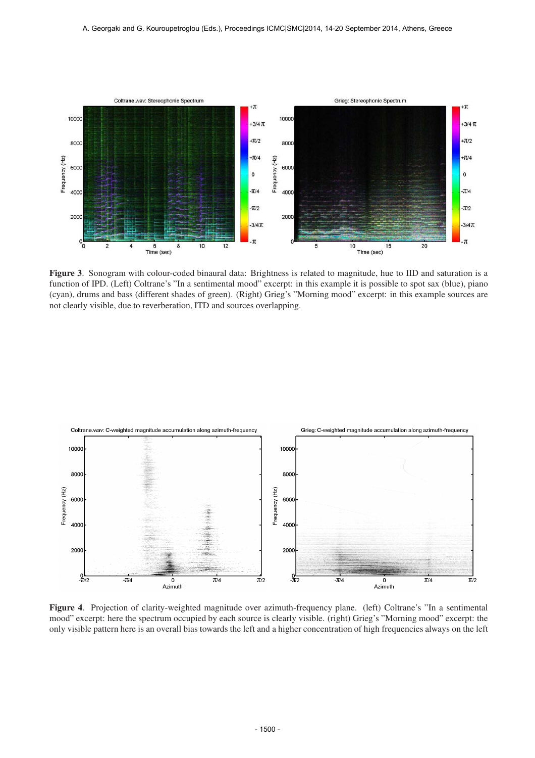**Figure 3**. Sonogram with colour-coded binaural data: Brightness is related to magnitude, hue to IID and saturation is a function of IPD. (Left) Coltrane's "In a sentimental mood" excerpt: in this example it is possible to spot sax (blue), piano (cyan), drums and bass (different shades of green). (Right) Grieg's "Morning mood" excerpt: in this example sources are not clearly visible, due to reverberation, ITD and sources overlapping.

**Figure 4**. Projection of clarity-weighted magnitude over azimuth-frequency plane. (left) Coltrane's "In a sentimental mood" excerpt: here the spectrum occupied by each source is clearly visible. (right) Grieg's "Morning mood" excerpt: the only visible pattern here is an overall bias towards the left and a higher concentration of high frequencies always on the left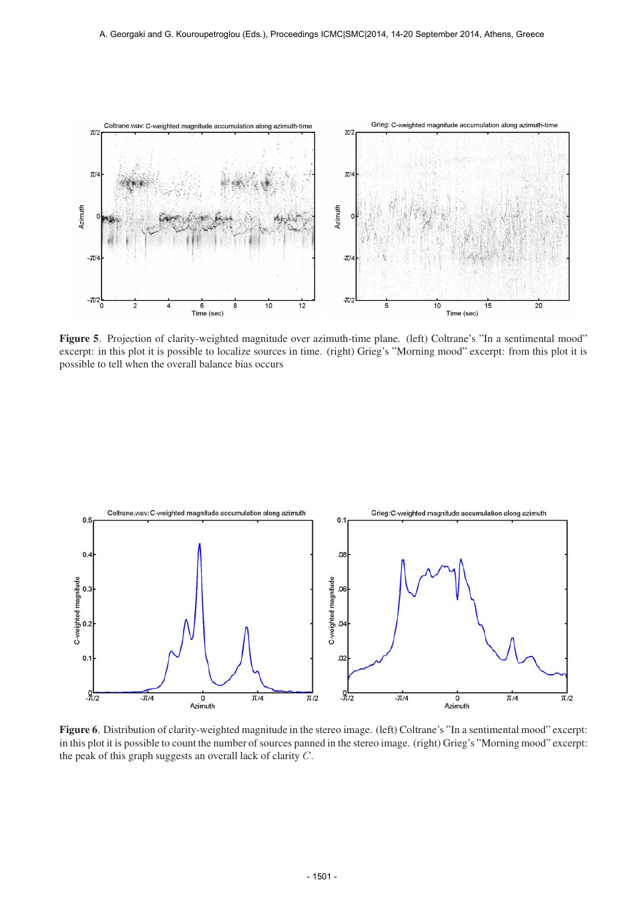**Figure 5**. Projection of clarity-weighted magnitude over azimuth-time plane. (left) Coltrane's "In a sentimental mood" excerpt: in this plot it is possible to localize sources in time. (right) Grieg's "Morning mood" excerpt: from this plot it is possible to tell when the overall balance bias occurs

**Figure 6**. Distribution of clarity-weighted magnitude in the stereo image. (left) Coltrane's "In a sentimental mood" excerpt: in this plot it is possible to count the number of sources panned in the stereo image. (right) Grieg's "Morning mood" excerpt: the peak of this graph suggests an overall lack of clarity $C$.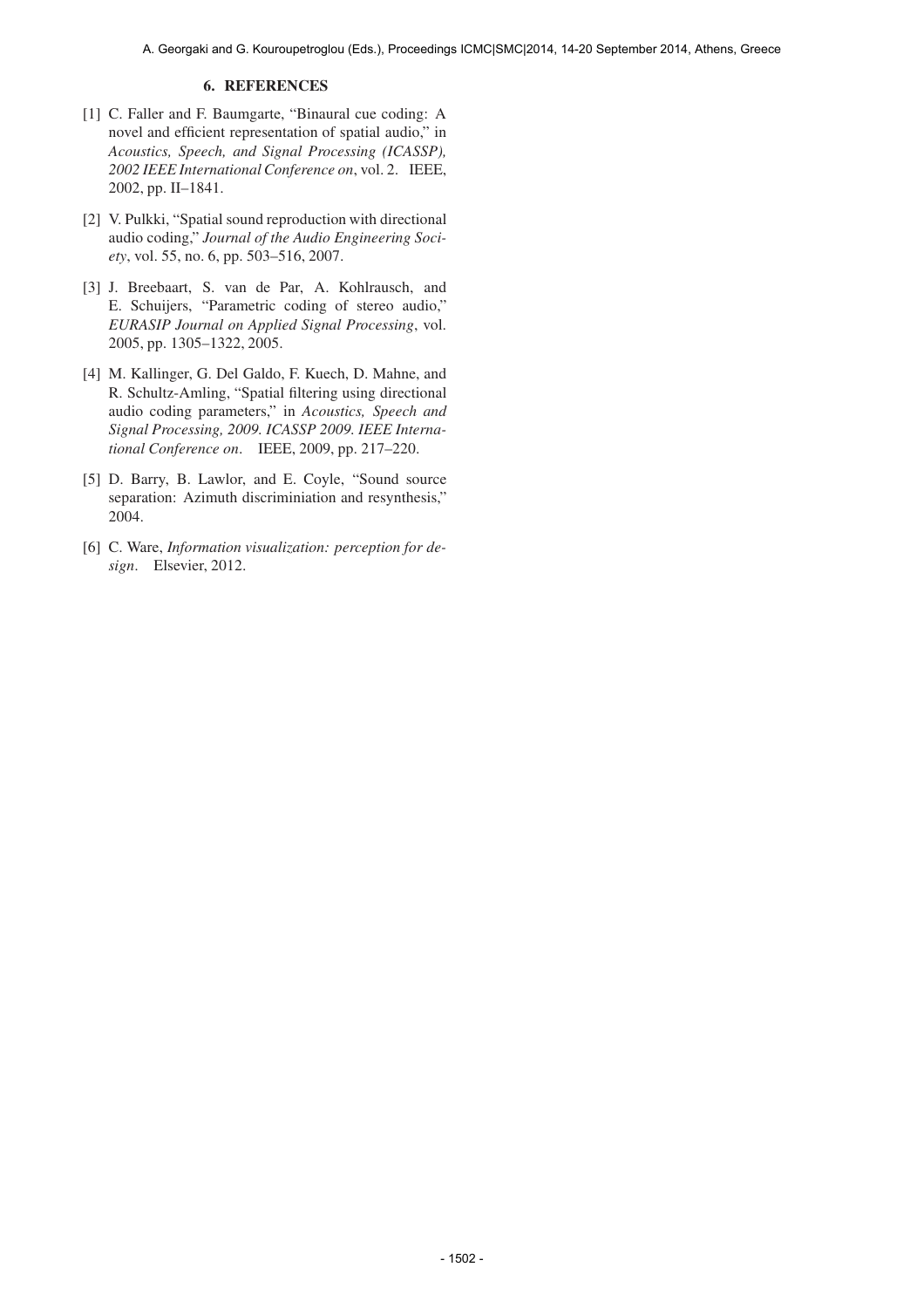## 6. REFERENCES

[1] C. Faller and F. Baumgarte, "Binaural cue coding: A novel and efficient representation of spatial audio," in *Acoustics, Speech, and Signal Processing (ICASSP), 2002 IEEE International Conference on*, vol. 2. IEEE, 2002, pp. II–1841.

[2] V. Pulkki, "Spatial sound reproduction with directional audio coding," *Journal of the Audio Engineering Society*, vol. 55, no. 6, pp. 503–516, 2007.

[3] J. Breebaart, S. van de Par, A. Kohlrausch, and E. Schuijers, "Parametric coding of stereo audio," *EURASIP Journal on Applied Signal Processing*, vol. 2005, pp. 1305–1322, 2005.

[4] M. Kallinger, G. Del Galdo, F. Kuech, D. Mahne, and R. Schultz-Amling, "Spatial filtering using directional audio coding parameters," in *Acoustics, Speech and Signal Processing, 2009. ICASSP 2009. IEEE International Conference on*. IEEE, 2009, pp. 217–220.

[5] D. Barry, B. Lawlor, and E. Coyle, "Sound source separation: Azimuth discriminiation and resynthesis," 2004.

[6] C. Ware, *Information visualization: perception for design*. Elsevier, 2012.